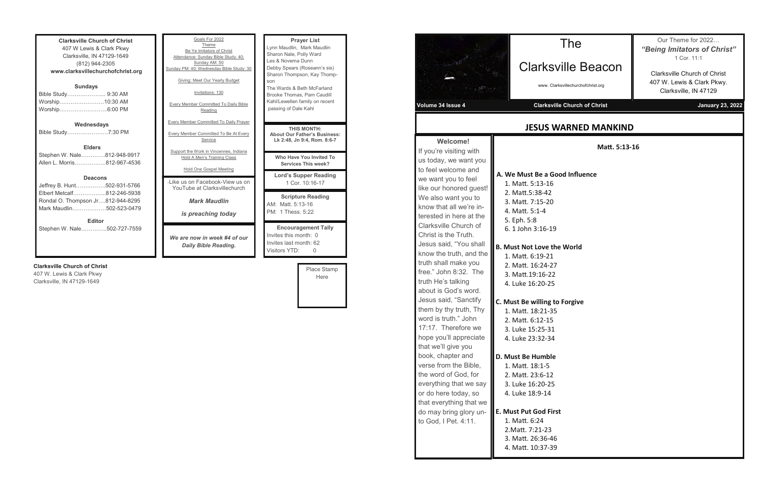**Clarksville Church of Christ**
407 W Lewis & Clark Pkwy
Clarksville, IN 47129-1649
(812) 944-2305
**www.clarksvillechurchofchrist.org**

**Sundays**
Bible Study………………... 9:30 AM
Worship……………………10:30 AM
Worship……………………..6:00 PM

**Wednesdays**
Bible Study………………….7:30 PM

**Elders**
Stephen W. Nale………….812-948-9917
Allen L. Morris……………..812-967-4536

**Deacons**
Jeffrey B. Hunt…………….502-931-5766
Elbert Metcalf……………...812-246-5938
Rondal O. Thompson Jr….812-944-8295
Mark Maudlin………………502-523-0479

**Editor**
Stephen W. Nale…………..502-727-7559

Goals For 2022
Theme
Be Ye Imitators of Christ
Attendance: Sunday Bible Study: 40; Sunday AM: 50
Sunday PM: 40; Wednesday Bible Study: 30

Giving: Meet Our Yearly Budget

Invitations: 130

Every Member Committed To Daily Bible Reading

Every Member Committed To Daily Prayer

Every Member Committed To Be At Every Service

Support the Work in Vincennes, Indiana
Hold A Men's Training Class

Hold One Gospel Meeting

-Like us on Facebook-View us on YouTube at Clarksvillechurch

***Mark Maudlin***

***is preaching today***

***We are now in week #4 of our Daily Bible Reading.***

**Prayer List**
Lynn Maudlin, Mark Maudlin
Sharon Nale, Polly Ward
Les & Novema Dunn
Debby Spears (Roseann's sis)
Sharon Thompson, Kay Thompson
The Wards & Beth McFarland
Brooke Thomas, Pam Caudill
Kahl/Lewellen family on recent passing of Dale Kahl

**THIS MONTH:**
**About Our Father's Business:**
**Lk 2:48, Jn 9:4, Rom. 8:6-7**

**Who Have You Invited To Services This week?**

**Lord's Supper Reading**
1 Cor. 10:16-17

**Scripture Reading**
AM: Matt. 5:13-16
PM: 1 Thess. 5:22

**Encouragement Tally**
Invites this month: 0
Invites last month: 62
Visitors YTD: 0

**Clarksville Church of Christ**
407 W. Lewis & Clark Pkwy
Clarksville, IN 47129-1649

Place Stamp Here

# The Clarksville Beacon

www. Clarksvillechurchofchrist.org

Our Theme for 2022…
***"Being Imitators of Christ"***
1 Cor. 11:1

Clarksville Church of Christ
407 W. Lewis & Clark Pkwy.
Clarksville, IN 47129

**Volume 34 Issue 4** | **Clarksville Church of Christ** | **January 23, 2022**

## JESUS WARNED MANKIND

**Welcome!**
If you're visiting with us today, we want you to feel welcome and we want you to feel like our honored guest! We also want you to know that all we're interested in here at the Clarksville Church of Christ is the Truth. Jesus said, "You shall know the truth, and the truth shall make you free." John 8:32. The truth He's talking about is God's word. Jesus said, "Sanctify them by thy truth, Thy word is truth." John 17:17. Therefore we hope you'll appreciate that we'll give you book, chapter and verse from the Bible, the word of God, for everything that we say or do here today, so that everything that we do may bring glory unto God, I Pet. 4:11.

**Matt. 5:13-16**

**A. We Must Be a Good Influence**
1. Matt. 5:13-16
2. Matt.5:38-42
3. Matt. 7:15-20
4. Matt. 5:1-4
5. Eph. 5:8
6. 1 John 3:16-19

**B. Must Not Love the World**
1. Matt. 6:19-21
2. Matt. 16:24-27
3. Matt.19:16-22
4. Luke 16:20-25

**C. Must Be willing to Forgive**
1. Matt. 18:21-35
2. Matt. 6:12-15
3. Luke 15:25-31
4. Luke 23:32-34

**D. Must Be Humble**
1. Matt. 18:1-5
2. Matt. 23:6-12
3. Luke 16:20-25
4. Luke 18:9-14

**E. Must Put God First**
1. Matt. 6:24
2. Matt. 7:21-23
3. Matt. 26:36-46
4. Matt. 10:37-39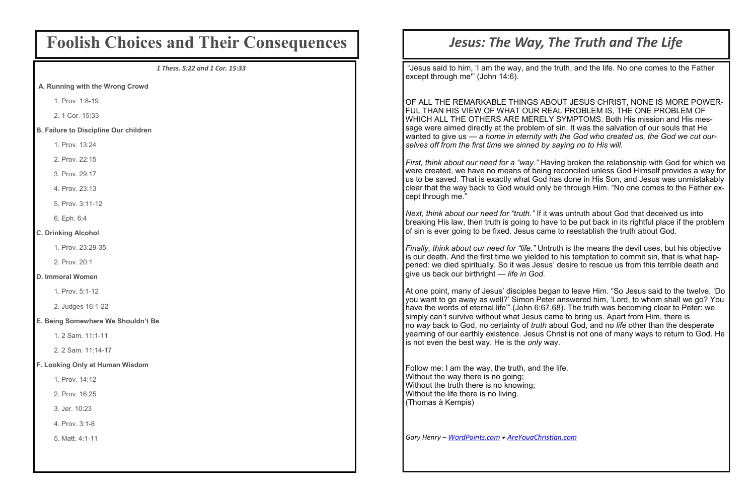# Foolish Choices and Their Consequences

*1 Thess. 5:22 and 1 Cor. 15:33*

**A. Running with the Wrong Crowd**

1. Prov. 1:8-19
2. 1 Cor. 15:33

**B. Failure to Discipline Our children**

1. Prov. 13:24
2. Prov. 22:15
3. Prov. 29:17
4. Prov. 23:13
5. Prov. 3:11-12
6. Eph. 6:4

**C. Drinking Alcohol**

1. Prov. 23:29-35
2. Prov. 20:1

**D. Immoral Women**

1. Prov. 5:1-12
2. Judges 16:1-22

**E. Being Somewhere We Shouldn't Be**

1. 2 Sam. 11:1-11
2. 2 Sam. 11:14-17

**F. Looking Only at Human Wisdom**

1. Prov. 14:12
2. Prov. 16:25
3. Jer. 10:23
4. Prov. 3:1-8
5. Matt. 4:1-11

# *Jesus: The Way, The Truth and The Life*

"Jesus said to him, 'I am the way, and the truth, and the life. No one comes to the Father except through me'" (John 14:6).

OF ALL THE REMARKABLE THINGS ABOUT JESUS CHRIST, NONE IS MORE POWERFUL THAN HIS VIEW OF WHAT OUR REAL PROBLEM IS, THE ONE PROBLEM OF WHICH ALL THE OTHERS ARE MERELY SYMPTOMS. Both His mission and His message were aimed directly at the problem of sin. It was the salvation of our souls that He wanted to give us — *a home in eternity with the God who created us, the God we cut ourselves off from the first time we sinned by saying no to His will.*

*First, think about our need for a "way."* Having broken the relationship with God for which we were created, we have no means of being reconciled unless God Himself provides a way for us to be saved. That is exactly what God has done in His Son, and Jesus was unmistakably clear that the way back to God would only be through Him. "No one comes to the Father except through me."

*Next, think about our need for "truth."* If it was untruth about God that deceived us into breaking His law, then truth is going to have to be put back in its rightful place if the problem of sin is ever going to be fixed. Jesus came to reestablish the truth about God.

*Finally, think about our need for "life."* Untruth is the means the devil uses, but his objective is our death. And the first time we yielded to his temptation to commit sin, that is what happened: we died spiritually. So it was Jesus' desire to rescue us from this terrible death and give us back our birthright — *life in God.*

At one point, many of Jesus' disciples began to leave Him. "So Jesus said to the twelve, 'Do you want to go away as well?' Simon Peter answered him, 'Lord, to whom shall we go? You have the words of eternal life'" (John 6:67,68). The truth was becoming clear to Peter: we simply can't survive without what Jesus came to bring us. Apart from Him, there is no *way* back to God, no certainty of *truth* about God, and no *life* other than the desperate yearning of our earthly existence. Jesus Christ is not one of many ways to return to God. He is not even the best way. He is the *only* way.

Follow me: I am the way, the truth, and the life.
Without the way there is no going;
Without the truth there is no knowing;
Without the life there is no living.
(Thomas à Kempis)

*Gary Henry – WordPoints.com + AreYouaChristian.com*